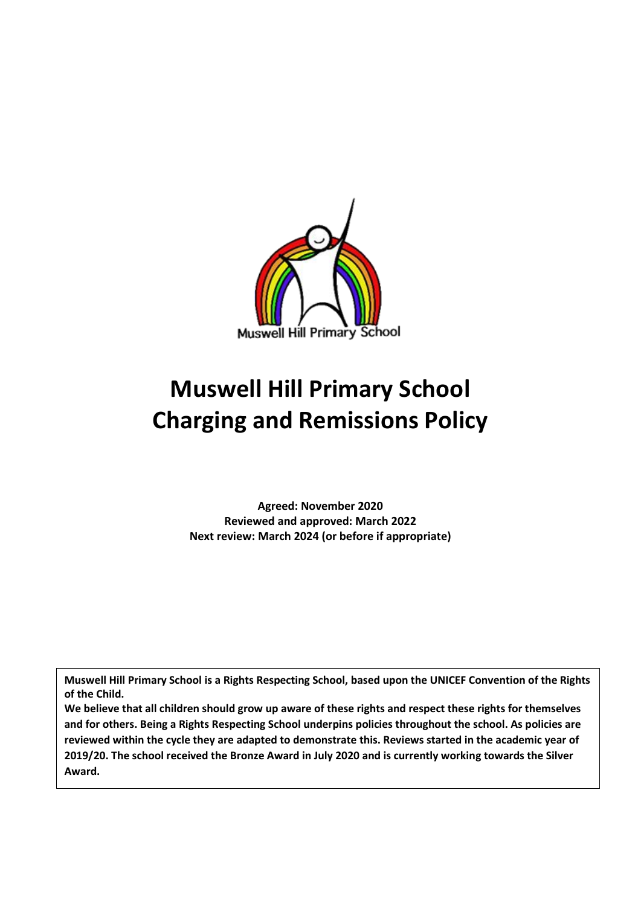Muswell Hill Primary School

# Muswell Hill Primary School
# Charging and Remissions Policy

**Agreed: November 2020**
**Reviewed and approved: March 2022**
**Next review: March 2024 (or before if appropriate)**

**Muswell Hill Primary School is a Rights Respecting School, based upon the UNICEF Convention of the Rights of the Child.**
**We believe that all children should grow up aware of these rights and respect these rights for themselves and for others. Being a Rights Respecting School underpins policies throughout the school. As policies are reviewed within the cycle they are adapted to demonstrate this. Reviews started in the academic year of 2019/20. The school received the Bronze Award in July 2020 and is currently working towards the Silver Award.**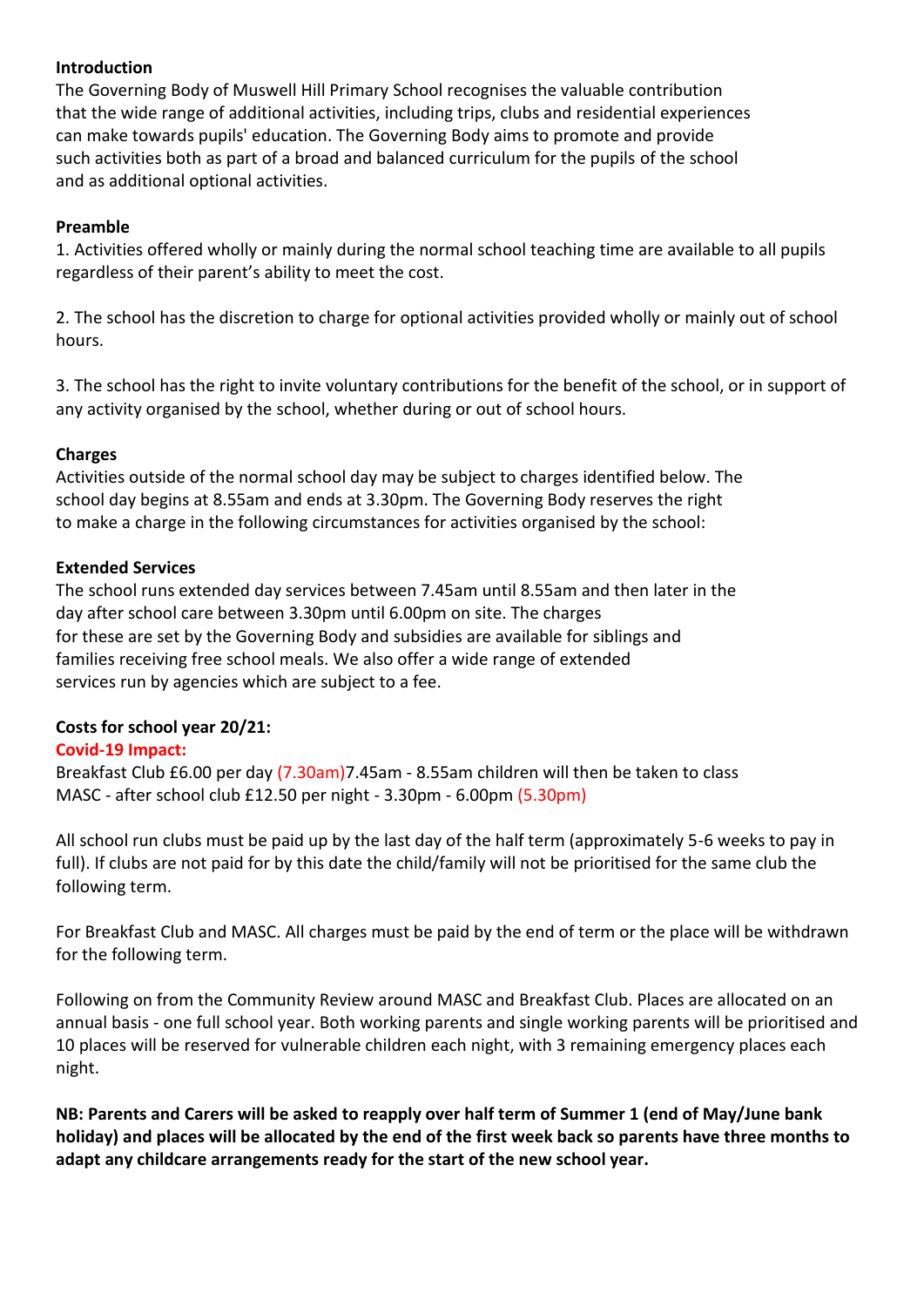**Introduction**

The Governing Body of Muswell Hill Primary School recognises the valuable contribution that the wide range of additional activities, including trips, clubs and residential experiences can make towards pupils' education. The Governing Body aims to promote and provide such activities both as part of a broad and balanced curriculum for the pupils of the school and as additional optional activities.

**Preamble**

1. Activities offered wholly or mainly during the normal school teaching time are available to all pupils regardless of their parent's ability to meet the cost.

2. The school has the discretion to charge for optional activities provided wholly or mainly out of school hours.

3. The school has the right to invite voluntary contributions for the benefit of the school, or in support of any activity organised by the school, whether during or out of school hours.

**Charges**

Activities outside of the normal school day may be subject to charges identified below. The school day begins at 8.55am and ends at 3.30pm. The Governing Body reserves the right to make a charge in the following circumstances for activities organised by the school:

**Extended Services**

The school runs extended day services between 7.45am until 8.55am and then later in the day after school care between 3.30pm until 6.00pm on site. The charges for these are set by the Governing Body and subsidies are available for siblings and families receiving free school meals. We also offer a wide range of extended services run by agencies which are subject to a fee.

**Costs for school year 20/21:**

**Covid-19 Impact:**

Breakfast Club £6.00 per day (7.30am)7.45am - 8.55am children will then be taken to class

MASC - after school club £12.50 per night - 3.30pm - 6.00pm (5.30pm)

All school run clubs must be paid up by the last day of the half term (approximately 5-6 weeks to pay in full). If clubs are not paid for by this date the child/family will not be prioritised for the same club the following term.

For Breakfast Club and MASC. All charges must be paid by the end of term or the place will be withdrawn for the following term.

Following on from the Community Review around MASC and Breakfast Club. Places are allocated on an annual basis - one full school year. Both working parents and single working parents will be prioritised and 10 places will be reserved for vulnerable children each night, with 3 remaining emergency places each night.

**NB: Parents and Carers will be asked to reapply over half term of Summer 1 (end of May/June bank holiday) and places will be allocated by the end of the first week back so parents have three months to adapt any childcare arrangements ready for the start of the new school year.**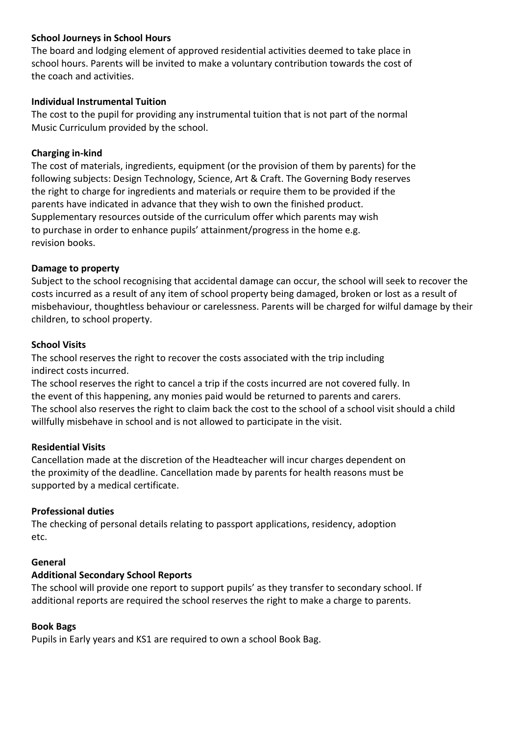**School Journeys in School Hours**

The board and lodging element of approved residential activities deemed to take place in school hours. Parents will be invited to make a voluntary contribution towards the cost of the coach and activities.

**Individual Instrumental Tuition**

The cost to the pupil for providing any instrumental tuition that is not part of the normal Music Curriculum provided by the school.

**Charging in-kind**

The cost of materials, ingredients, equipment (or the provision of them by parents) for the following subjects: Design Technology, Science, Art & Craft. The Governing Body reserves the right to charge for ingredients and materials or require them to be provided if the parents have indicated in advance that they wish to own the finished product. Supplementary resources outside of the curriculum offer which parents may wish to purchase in order to enhance pupils' attainment/progress in the home e.g. revision books.

**Damage to property**

Subject to the school recognising that accidental damage can occur, the school will seek to recover the costs incurred as a result of any item of school property being damaged, broken or lost as a result of misbehaviour, thoughtless behaviour or carelessness. Parents will be charged for wilful damage by their children, to school property.

**School Visits**

The school reserves the right to recover the costs associated with the trip including indirect costs incurred.

The school reserves the right to cancel a trip if the costs incurred are not covered fully. In the event of this happening, any monies paid would be returned to parents and carers.

The school also reserves the right to claim back the cost to the school of a school visit should a child willfully misbehave in school and is not allowed to participate in the visit.

**Residential Visits**

Cancellation made at the discretion of the Headteacher will incur charges dependent on the proximity of the deadline. Cancellation made by parents for health reasons must be supported by a medical certificate.

**Professional duties**

The checking of personal details relating to passport applications, residency, adoption etc.

**General**

**Additional Secondary School Reports**

The school will provide one report to support pupils' as they transfer to secondary school. If additional reports are required the school reserves the right to make a charge to parents.

**Book Bags**

Pupils in Early years and KS1 are required to own a school Book Bag.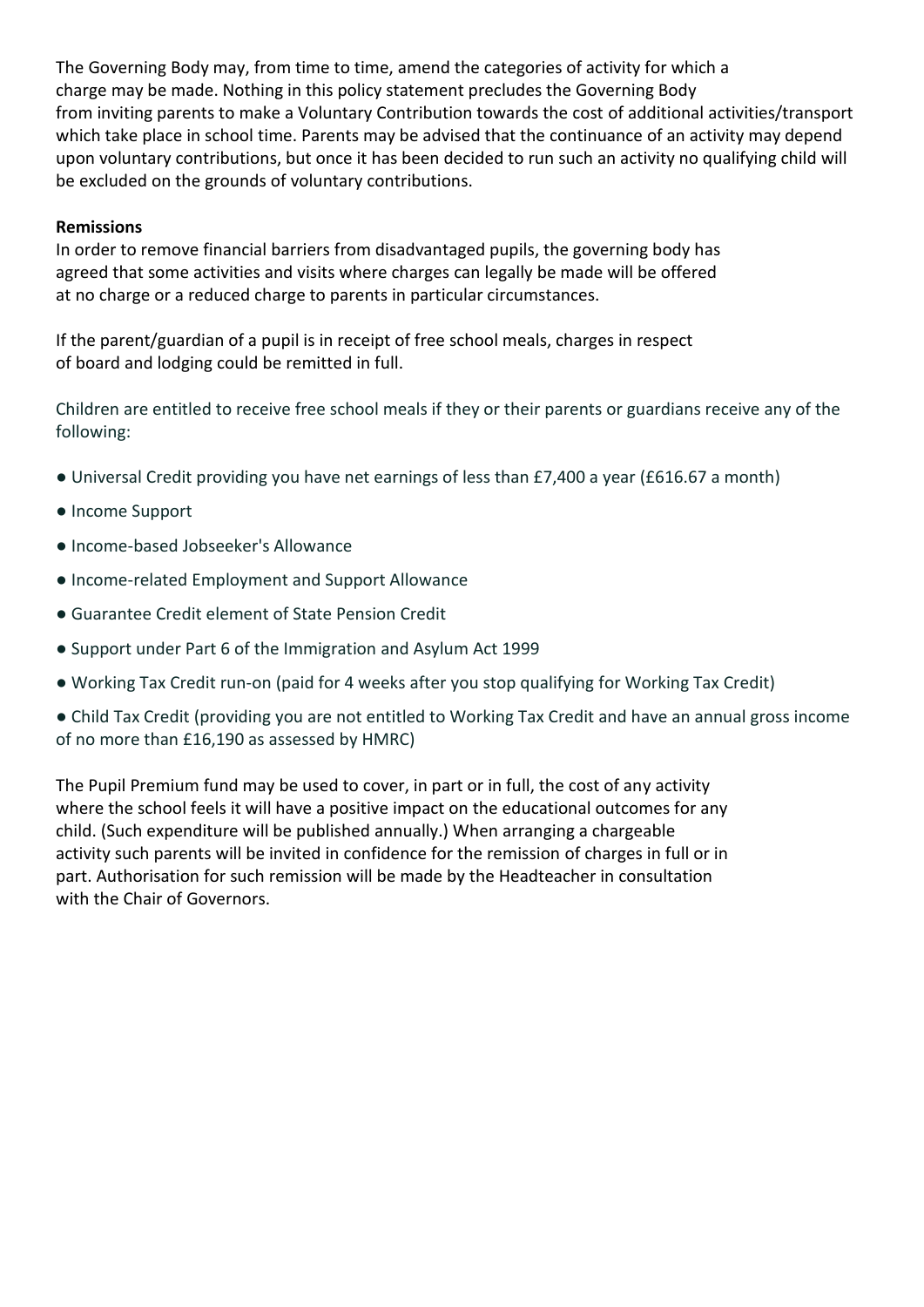The Governing Body may, from time to time, amend the categories of activity for which a charge may be made. Nothing in this policy statement precludes the Governing Body from inviting parents to make a Voluntary Contribution towards the cost of additional activities/transport which take place in school time. Parents may be advised that the continuance of an activity may depend upon voluntary contributions, but once it has been decided to run such an activity no qualifying child will be excluded on the grounds of voluntary contributions.

**Remissions**

In order to remove financial barriers from disadvantaged pupils, the governing body has agreed that some activities and visits where charges can legally be made will be offered at no charge or a reduced charge to parents in particular circumstances.

If the parent/guardian of a pupil is in receipt of free school meals, charges in respect of board and lodging could be remitted in full.

Children are entitled to receive free school meals if they or their parents or guardians receive any of the following:

- Universal Credit providing you have net earnings of less than £7,400 a year (£616.67 a month)
- Income Support
- Income-based Jobseeker's Allowance
- Income-related Employment and Support Allowance
- Guarantee Credit element of State Pension Credit
- Support under Part 6 of the Immigration and Asylum Act 1999
- Working Tax Credit run-on (paid for 4 weeks after you stop qualifying for Working Tax Credit)
- Child Tax Credit (providing you are not entitled to Working Tax Credit and have an annual gross income of no more than £16,190 as assessed by HMRC)

The Pupil Premium fund may be used to cover, in part or in full, the cost of any activity where the school feels it will have a positive impact on the educational outcomes for any child. (Such expenditure will be published annually.) When arranging a chargeable activity such parents will be invited in confidence for the remission of charges in full or in part. Authorisation for such remission will be made by the Headteacher in consultation with the Chair of Governors.